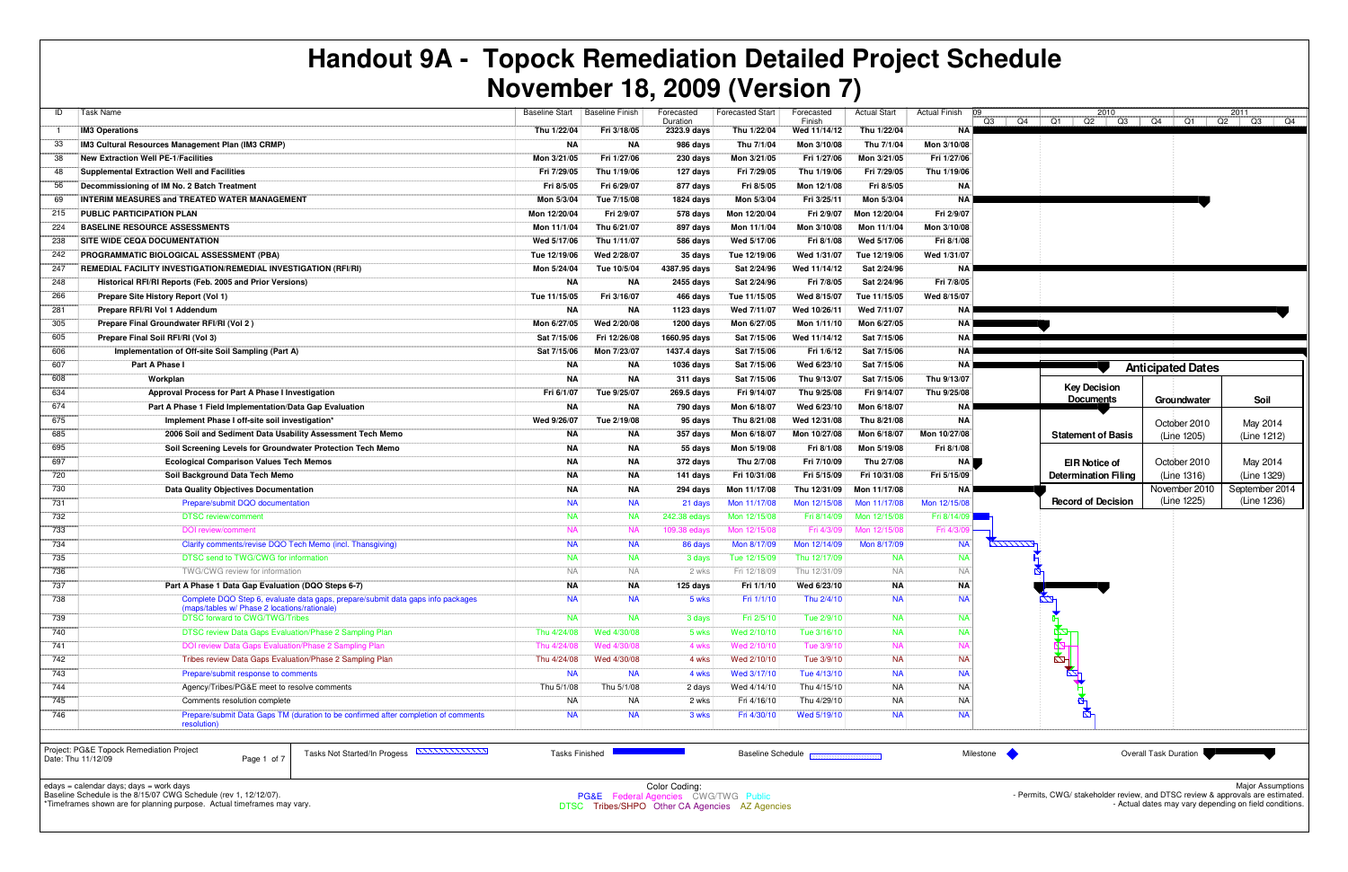# Handout 9A - Topock Remediation Detailed Project Schedule
# November 18, 2009 (Version 7)

| ID | Task Name | Baseline Start | Baseline Finish | Forecasted Duration | Forecasted Start | Forecasted Finish | Actual Start | Actual Finish |
|---|---|---|---|---|---|---|---|---|
| 1 | **IM3 Operations** | Thu 1/22/04 | Fri 3/18/05 | 2323.9 days | Thu 1/22/04 | Wed 11/14/12 | Thu 1/22/04 | NA |
| 33 | **IM3 Cultural Resources Management Plan (IM3 CRMP)** | NA | NA | 986 days | Thu 7/1/04 | Mon 3/10/08 | Thu 7/1/04 | Mon 3/10/08 |
| 38 | **New Extraction Well PE-1/Facilities** | Mon 3/21/05 | Fri 1/27/06 | 230 days | Mon 3/21/05 | Fri 1/27/06 | Mon 3/21/05 | Fri 1/27/06 |
| 48 | **Supplemental Extraction Well and Facilities** | Fri 7/29/05 | Thu 1/19/06 | 127 days | Fri 7/29/05 | Thu 1/19/06 | Fri 7/29/05 | Thu 1/19/06 |
| 56 | **Decommissioning of IM No. 2 Batch Treatment** | Fri 8/5/05 | Fri 6/29/07 | 877 days | Fri 8/5/05 | Mon 12/1/08 | Fri 8/5/05 | NA |
| 69 | **INTERIM MEASURES and TREATED WATER MANAGEMENT** | Mon 5/3/04 | Tue 7/15/08 | 1824 days | Mon 5/3/04 | Fri 3/25/11 | Mon 5/3/04 | NA |
| 215 | **PUBLIC PARTICIPATION PLAN** | Mon 12/20/04 | Fri 2/9/07 | 578 days | Mon 12/20/04 | Fri 2/9/07 | Mon 12/20/04 | Fri 2/9/07 |
| 224 | **BASELINE RESOURCE ASSESSMENTS** | Mon 11/1/04 | Thu 6/21/07 | 897 days | Mon 11/1/04 | Mon 3/10/08 | Mon 11/1/04 | Mon 3/10/08 |
| 238 | **SITE WIDE CEQA DOCUMENTATION** | Wed 5/17/06 | Thu 1/11/07 | 586 days | Wed 5/17/06 | Fri 8/1/08 | Wed 5/17/06 | Fri 8/1/08 |
| 242 | **PROGRAMMATIC BIOLOGICAL ASSESSMENT (PBA)** | Tue 12/19/06 | Wed 2/28/07 | 35 days | Tue 12/19/06 | Wed 1/31/07 | Tue 12/19/06 | Wed 1/31/07 |
| 247 | **REMEDIAL FACILITY INVESTIGATION/REMEDIAL INVESTIGATION (RFI/RI)** | Mon 5/24/04 | Tue 10/5/04 | 4387.95 days | Sat 2/24/96 | Wed 11/14/12 | Sat 2/24/96 | NA |
| 248 | **Historical RFI/RI Reports (Feb. 2005 and Prior Versions)** | NA | NA | 2455 days | Sat 2/24/96 | Fri 7/8/05 | Sat 2/24/96 | Fri 7/8/05 |
| 266 | **Prepare Site History Report (Vol 1)** | Tue 11/15/05 | Fri 3/16/07 | 466 days | Tue 11/15/05 | Wed 8/15/07 | Tue 11/15/05 | Wed 8/15/07 |
| 281 | **Prepare RFI/RI Vol 1 Addendum** | NA | NA | 1123 days | Wed 7/11/07 | Wed 10/26/11 | Wed 7/11/07 | NA |
| 305 | **Prepare Final Groundwater RFI/RI (Vol 2 )** | Mon 6/27/05 | Wed 2/20/08 | 1200 days | Mon 6/27/05 | Mon 1/11/10 | Mon 6/27/05 | NA |
| 605 | **Prepare Final Soil RFI/RI (Vol 3)** | Sat 7/15/06 | Fri 12/26/08 | 1660.95 days | Sat 7/15/06 | Wed 11/14/12 | Sat 7/15/06 | NA |
| 606 | **Implementation of Off-site Soil Sampling (Part A)** | Sat 7/15/06 | Mon 7/23/07 | 1437.4 days | Sat 7/15/06 | Fri 1/6/12 | Sat 7/15/06 | NA |
| 607 | **Part A Phase I** | NA | NA | 1036 days | Sat 7/15/06 | Wed 6/23/10 | Sat 7/15/06 | NA |
| 608 | **Workplan** | NA | NA | 311 days | Sat 7/15/06 | Thu 9/13/07 | Sat 7/15/06 | Thu 9/13/07 |
| 634 | **Approval Process for Part A Phase I Investigation** | Fri 6/1/07 | Tue 9/25/07 | 269.5 days | Fri 9/14/07 | Thu 9/25/08 | Fri 9/14/07 | Thu 9/25/08 |
| 674 | **Part A Phase 1 Field Implementation/Data Gap Evaluation** | NA | NA | 790 days | Mon 6/18/07 | Wed 6/23/10 | Mon 6/18/07 | NA |
| 675 | **Implement Phase I off-site soil investigation*** | Wed 9/26/07 | Tue 2/19/08 | 95 days | Thu 8/21/08 | Wed 12/31/08 | Thu 8/21/08 | NA |
| 685 | **2006 Soil and Sediment Data Usability Assessment Tech Memo** | NA | NA | 357 days | Mon 6/18/07 | Mon 10/27/08 | Mon 6/18/07 | Mon 10/27/08 |
| 695 | **Soil Screening Levels for Groundwater Protection Tech Memo** | NA | NA | 55 days | Mon 5/19/08 | Fri 8/1/08 | Mon 5/19/08 | Fri 8/1/08 |
| 697 | **Ecological Comparison Values Tech Memos** | NA | NA | 372 days | Thu 2/7/08 | Fri 7/10/09 | Thu 2/7/08 | NA |
| 720 | **Soil Background Data Tech Memo** | NA | NA | 141 days | Fri 10/31/08 | Fri 5/15/09 | Fri 10/31/08 | Fri 5/15/09 |
| 730 | **Data Quality Objectives Documentation** | NA | NA | 294 days | Mon 11/17/08 | Thu 12/31/09 | Mon 11/17/08 | NA |
| 731 | Prepare/submit DQO documentation | NA | NA | 21 days | Mon 11/17/08 | Mon 12/15/08 | Mon 11/17/08 | Mon 12/15/08 |
| 732 | DTSC review/comment | NA | NA | 242.38 edays | Mon 12/15/08 | Fri 8/14/09 | Mon 12/15/08 | Fri 8/14/09 |
| 733 | DOI review/comment | NA | NA | 109.38 edays | Mon 12/15/08 | Fri 4/3/09 | Mon 12/15/08 | Fri 4/3/09 |
| 734 | Clarify comments/revise DQO Tech Memo (incl. Thansgiving) | NA | NA | 86 days | Mon 8/17/09 | Mon 12/14/09 | Mon 8/17/09 | NA |
| 735 | DTSC send to TWG/CWG for information | NA | NA | 3 days | Tue 12/15/09 | Thu 12/17/09 | NA | NA |
| 736 | TWG/CWG review for information | NA | NA | 2 wks | Fri 12/18/09 | Thu 12/31/09 | NA | NA |
| 737 | **Part A Phase 1 Data Gap Evaluation (DQO Steps 6-7)** | NA | NA | 125 days | Fri 1/1/10 | Wed 6/23/10 | NA | NA |
| 738 | Complete DQO Step 6, evaluate data gaps, prepare/submit data gaps info packages (maps/tables w/ Phase 2 locations/rationale) | NA | NA | 5 wks | Fri 1/1/10 | Thu 2/4/10 | NA | NA |
| 739 | DTSC forward to CWG/TWG/Tribes | NA | NA | 3 days | Fri 2/5/10 | Tue 2/9/10 | NA | NA |
| 740 | DTSC review Data Gaps Evaluation/Phase 2 Sampling Plan | Thu 4/24/08 | Wed 4/30/08 | 5 wks | Wed 2/10/10 | Tue 3/16/10 | NA | NA |
| 741 | DOI review Data Gaps Evaluation/Phase 2 Sampling Plan | Thu 4/24/08 | Wed 4/30/08 | 4 wks | Wed 2/10/10 | Tue 3/9/10 | NA | NA |
| 742 | Tribes review Data Gaps Evaluation/Phase 2 Sampling Plan | Thu 4/24/08 | Wed 4/30/08 | 4 wks | Wed 2/10/10 | Tue 3/9/10 | NA | NA |
| 743 | Prepare/submit response to comments | NA | NA | 4 wks | Wed 3/17/10 | Tue 4/13/10 | NA | NA |
| 744 | Agency/Tribes/PG&E meet to resolve comments | Thu 5/1/08 | Thu 5/1/08 | 2 days | Wed 4/14/10 | Thu 4/15/10 | NA | NA |
| 745 | Comments resolution complete | NA | NA | 2 wks | Fri 4/16/10 | Thu 4/29/10 | NA | NA |
| 746 | Prepare/submit Data Gaps TM (duration to be confirmed after completion of comments resolution) | NA | NA | 3 wks | Fri 4/30/10 | Wed 5/19/10 | NA | NA |

**Anticipated Dates**

| Key Decision Documents | Groundwater | Soil |
|---|---|---|
| Statement of Basis | October 2010 (Line 1205) | May 2014 (Line 1212) |
| EIR Notice of Determination Filing | October 2010 (Line 1316) | May 2014 (Line 1329) |
| Record of Decision | November 2010 (Line 1225) | September 2014 (Line 1236) |

Project: PG&E Topock Remediation Project
Date: Thu 11/12/09

Legend: Tasks Not Started/In Progress | Tasks Finished | Baseline Schedule | Milestone | Overall Task Duration

edays = calendar days; days = work days
Baseline Schedule is the 8/15/07 CWG Schedule (rev 1, 12/12/07).
*Timeframes shown are for planning purpose. Actual timeframes may vary.

Color Coding:
PG&E Federal Agencies CWG/TWG Public
DTSC Tribes/SHPO Other CA Agencies AZ Agencies

Major Assumptions
- Permits, CWG/ stakeholder review, and DTSC review & approvals are estimated.
- Actual dates may vary depending on field conditions.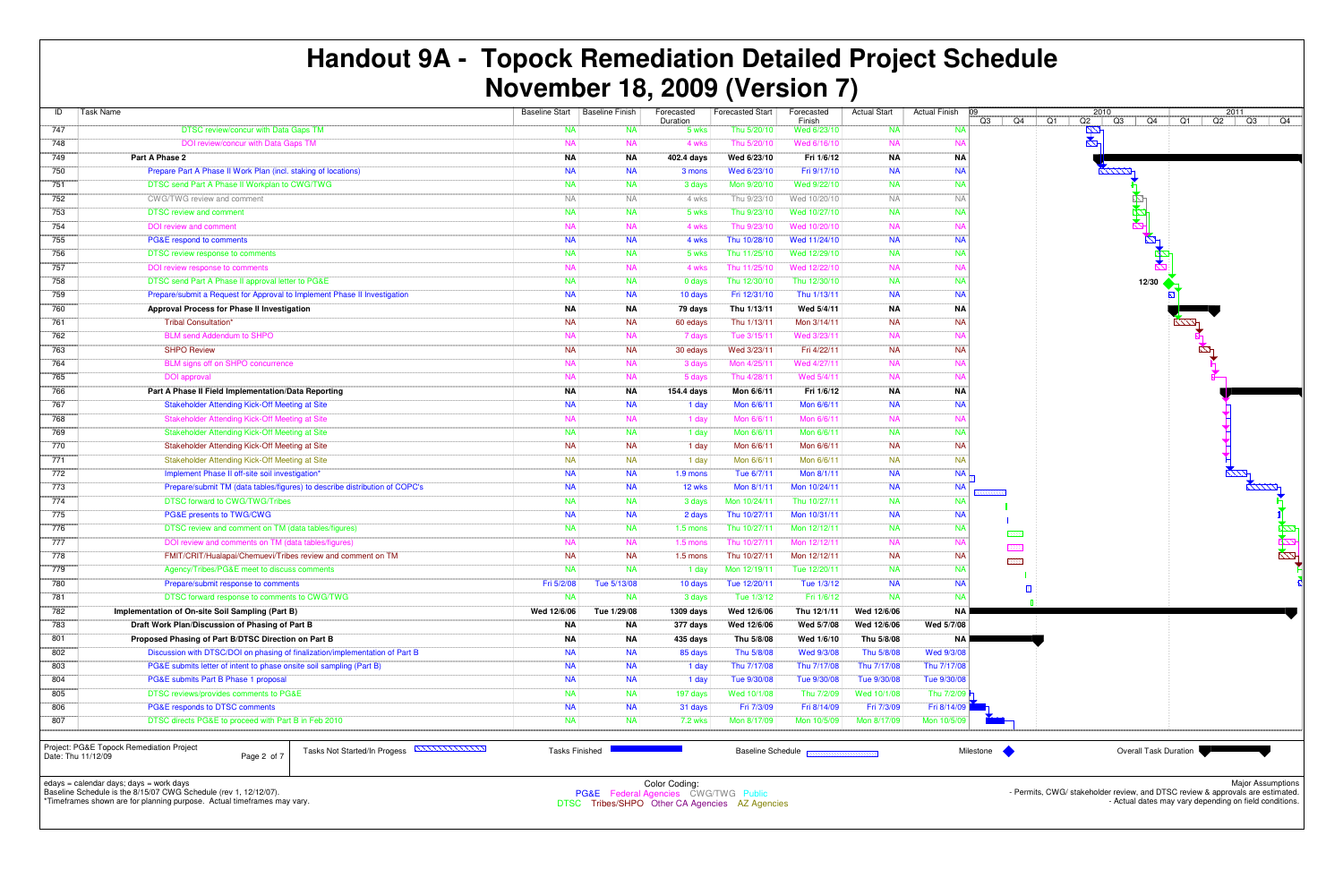# Handout 9A - Topock Remediation Detailed Project Schedule

## November 18, 2009 (Version 7)

| ID | Task Name | Baseline Start | Baseline Finish | Forecasted Duration | Forecasted Start | Forecasted Finish | Actual Start | Actual Finish |
|---|---|---|---|---|---|---|---|---|
| 747 | DTSC review/concur with Data Gaps TM | NA | NA | 5 wks | Thu 5/20/10 | Wed 6/23/10 | NA | NA |
| 748 | DOI review/concur with Data Gaps TM | NA | NA | 4 wks | Thu 5/20/10 | Wed 6/16/10 | NA | NA |
| 749 | **Part A Phase 2** | **NA** | **NA** | **402.4 days** | **Wed 6/23/10** | **Fri 1/6/12** | **NA** | **NA** |
| 750 | Prepare Part A Phase II Work Plan (incl. staking of locations) | NA | NA | 3 mons | Wed 6/23/10 | Fri 9/17/10 | NA | NA |
| 751 | DTSC send Part A Phase II Workplan to CWG/TWG | NA | NA | 3 days | Mon 9/20/10 | Wed 9/22/10 | NA | NA |
| 752 | CWG/TWG review and comment | NA | NA | 4 wks | Thu 9/23/10 | Wed 10/20/10 | NA | NA |
| 753 | DTSC review and comment | NA | NA | 5 wks | Thu 9/23/10 | Wed 10/27/10 | NA | NA |
| 754 | DOI review and comment | NA | NA | 4 wks | Thu 9/23/10 | Wed 10/20/10 | NA | NA |
| 755 | PG&E respond to comments | NA | NA | 4 wks | Thu 10/28/10 | Wed 11/24/10 | NA | NA |
| 756 | DTSC review response to comments | NA | NA | 5 wks | Thu 11/25/10 | Wed 12/29/10 | NA | NA |
| 757 | DOI review response to comments | NA | NA | 4 wks | Thu 11/25/10 | Wed 12/22/10 | NA | NA |
| 758 | DTSC send Part A Phase II approval letter to PG&E | NA | NA | 0 days | Thu 12/30/10 | Thu 12/30/10 | NA | NA |
| 759 | Prepare/submit a Request for Approval to Implement Phase II Investigation | NA | NA | 10 days | Fri 12/31/10 | Thu 1/13/11 | NA | NA |
| 760 | **Approval Process for Phase II Investigation** | **NA** | **NA** | **79 days** | **Thu 1/13/11** | **Wed 5/4/11** | **NA** | **NA** |
| 761 | Tribal Consultation* | NA | NA | 60 edays | Thu 1/13/11 | Mon 3/14/11 | NA | NA |
| 762 | BLM send Addendum to SHPO | NA | NA | 7 days | Tue 3/15/11 | Wed 3/23/11 | NA | NA |
| 763 | SHPO Review | NA | NA | 30 edays | Wed 3/23/11 | Fri 4/22/11 | NA | NA |
| 764 | BLM signs off on SHPO concurrence | NA | NA | 3 days | Mon 4/25/11 | Wed 4/27/11 | NA | NA |
| 765 | DOI approval | NA | NA | 5 days | Thu 4/28/11 | Wed 5/4/11 | NA | NA |
| 766 | **Part A Phase II Field Implementation/Data Reporting** | **NA** | **NA** | **154.4 days** | **Mon 6/6/11** | **Fri 1/6/12** | **NA** | **NA** |
| 767 | Stakeholder Attending Kick-Off Meeting at Site | NA | NA | 1 day | Mon 6/6/11 | Mon 6/6/11 | NA | NA |
| 768 | Stakeholder Attending Kick-Off Meeting at Site | NA | NA | 1 day | Mon 6/6/11 | Mon 6/6/11 | NA | NA |
| 769 | Stakeholder Attending Kick-Off Meeting at Site | NA | NA | 1 day | Mon 6/6/11 | Mon 6/6/11 | NA | NA |
| 770 | Stakeholder Attending Kick-Off Meeting at Site | NA | NA | 1 day | Mon 6/6/11 | Mon 6/6/11 | NA | NA |
| 771 | Stakeholder Attending Kick-Off Meeting at Site | NA | NA | 1 day | Mon 6/6/11 | Mon 6/6/11 | NA | NA |
| 772 | Implement Phase II off-site soil investigation* | NA | NA | 1.9 mons | Tue 6/7/11 | Mon 8/1/11 | NA | NA |
| 773 | Prepare/submit TM (data tables/figures) to describe distribution of COPC's | NA | NA | 12 wks | Mon 8/1/11 | Mon 10/24/11 | NA | NA |
| 774 | DTSC forward to CWG/TWG/Tribes | NA | NA | 3 days | Mon 10/24/11 | Thu 10/27/11 | NA | NA |
| 775 | PG&E presents to TWG/CWG | NA | NA | 2 days | Thu 10/27/11 | Mon 10/31/11 | NA | NA |
| 776 | DTSC review and comment on TM (data tables/figures) | NA | NA | 1.5 mons | Thu 10/27/11 | Mon 12/12/11 | NA | NA |
| 777 | DOI review and comments on TM (data tables/figures) | NA | NA | 1.5 mons | Thu 10/27/11 | Mon 12/12/11 | NA | NA |
| 778 | FMIT/CRIT/Hualapai/Chemuevi/Tribes review and comment on TM | NA | NA | 1.5 mons | Thu 10/27/11 | Mon 12/12/11 | NA | NA |
| 779 | Agency/Tribes/PG&E meet to discuss comments | NA | NA | 1 day | Mon 12/19/11 | Tue 12/20/11 | NA | NA |
| 780 | Prepare/submit response to comments | Fri 5/2/08 | Tue 5/13/08 | 10 days | Tue 12/20/11 | Tue 1/3/12 | NA | NA |
| 781 | DTSC forward response to comments to CWG/TWG | NA | NA | 3 days | Tue 1/3/12 | Fri 1/6/12 | NA | NA |
| 782 | **Implementation of On-site Soil Sampling (Part B)** | **Wed 12/6/06** | **Tue 1/29/08** | **1309 days** | **Wed 12/6/06** | **Thu 12/1/11** | **Wed 12/6/06** | **NA** |
| 783 | **Draft Work Plan/Discussion of Phasing of Part B** | **NA** | **NA** | **377 days** | **Wed 12/6/06** | **Wed 5/7/08** | **Wed 12/6/06** | **Wed 5/7/08** |
| 801 | **Proposed Phasing of Part B/DTSC Direction on Part B** | **NA** | **NA** | **435 days** | **Thu 5/8/08** | **Wed 1/6/10** | **Thu 5/8/08** | **NA** |
| 802 | Discussion with DTSC/DOI on phasing of finalization/implementation of Part B | NA | NA | 85 days | Thu 5/8/08 | Wed 9/3/08 | Thu 5/8/08 | Wed 9/3/08 |
| 803 | PG&E submits letter of intent to phase onsite soil sampling (Part B) | NA | NA | 1 day | Thu 7/17/08 | Thu 7/17/08 | Thu 7/17/08 | Thu 7/17/08 |
| 804 | PG&E submits Part B Phase 1 proposal | NA | NA | 1 day | Tue 9/30/08 | Tue 9/30/08 | Tue 9/30/08 | Tue 9/30/08 |
| 805 | DTSC reviews/provides comments to PG&E | NA | NA | 197 days | Wed 10/1/08 | Thu 7/2/09 | Wed 10/1/08 | Thu 7/2/09 |
| 806 | PG&E responds to DTSC comments | NA | NA | 31 days | Fri 7/3/09 | Fri 8/14/09 | Fri 7/3/09 | Fri 8/14/09 |
| 807 | DTSC directs PG&E to proceed with Part B in Feb 2010 | NA | NA | 7.2 wks | Mon 8/17/09 | Mon 10/5/09 | Mon 8/17/09 | Mon 10/5/09 |

Project: PG&E Topock Remediation Project
Date: Thu 11/12/09

Legend: Tasks Not Started/In Progess; Tasks Finished; Baseline Schedule; Milestone; Overall Task Duration

edays = calendar days; days = work days
Baseline Schedule is the 8/15/07 CWG Schedule (rev 1, 12/12/07).
*Timeframes shown are for planning purpose. Actual timeframes may vary.

Color Coding:
PG&E Federal Agencies CWG/TWG Public
DTSC Tribes/SHPO Other CA Agencies AZ Agencies

Major Assumptions
- Permits, CWG/ stakeholder review, and DTSC review & approvals are estimated.
- Actual dates may vary depending on field conditions.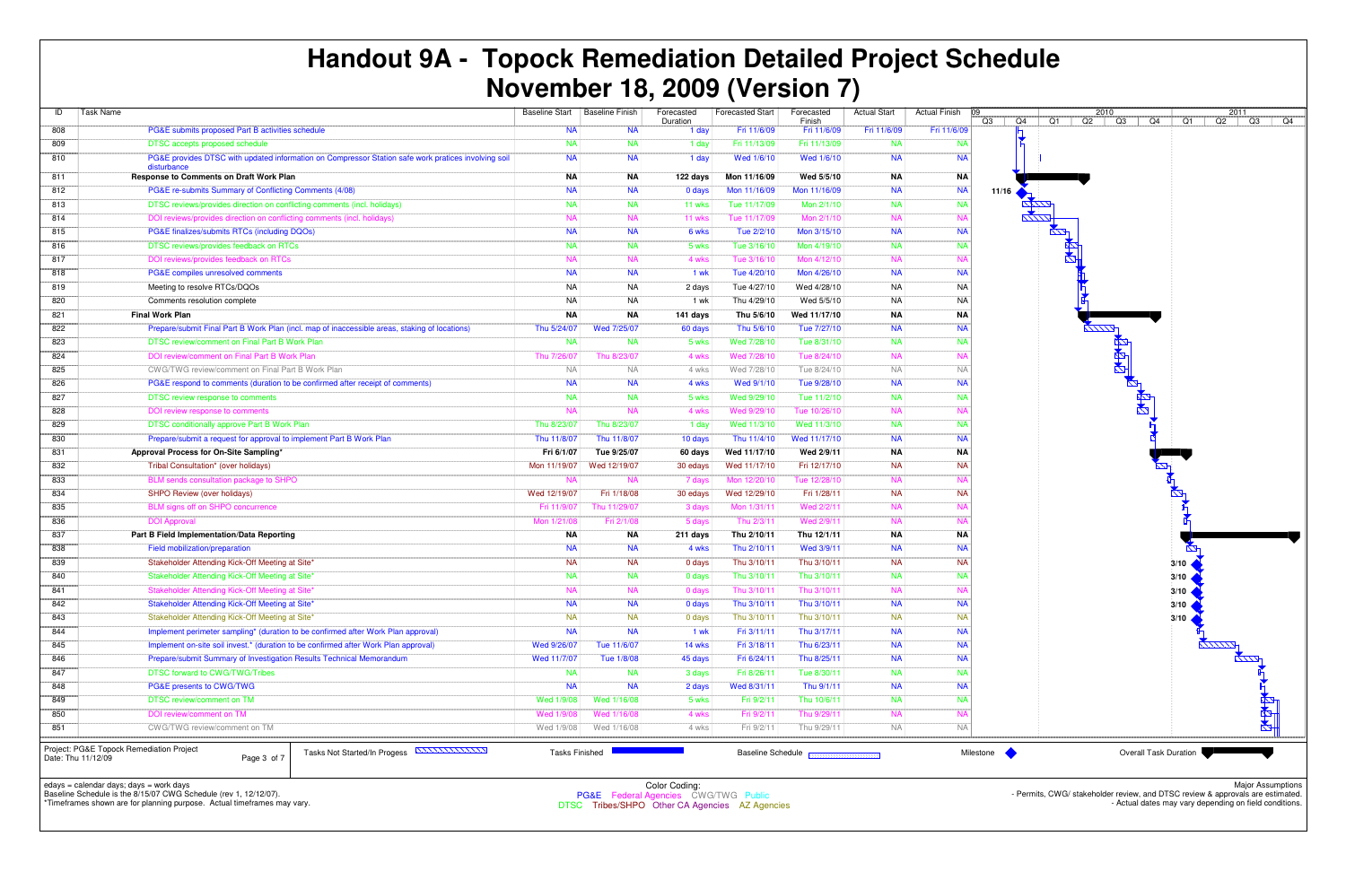# Handout 9A - Topock Remediation Detailed Project Schedule
## November 18, 2009 (Version 7)

| ID | Task Name | Baseline Start | Baseline Finish | Forecasted Duration | Forecasted Start | Forecasted Finish | Actual Start | Actual Finish |
|---|---|---|---|---|---|---|---|---|
| 808 | PG&E submits proposed Part B activities schedule | NA | NA | 1 day | Fri 11/6/09 | Fri 11/6/09 | Fri 11/6/09 | Fri 11/6/09 |
| 809 | DTSC accepts proposed schedule | NA | NA | 1 day | Fri 11/13/09 | Fri 11/13/09 | NA | NA |
| 810 | PG&E provides DTSC with updated information on Compressor Station safe work pratices involving soil disturbance | NA | NA | 1 day | Wed 1/6/10 | Wed 1/6/10 | NA | NA |
| 811 | **Response to Comments on Draft Work Plan** | **NA** | **NA** | **122 days** | **Mon 11/16/09** | **Wed 5/5/10** | **NA** | **NA** |
| 812 | PG&E re-submits Summary of Conflicting Comments (4/08) | NA | NA | 0 days | Mon 11/16/09 | Mon 11/16/09 | NA | NA |
| 813 | DTSC reviews/provides direction on conflicting comments (incl. holidays) | NA | NA | 11 wks | Tue 11/17/09 | Mon 2/1/10 | NA | NA |
| 814 | DOI reviews/provides direction on conflicting comments (incl. holidays) | NA | NA | 11 wks | Tue 11/17/09 | Mon 2/1/10 | NA | NA |
| 815 | PG&E finalizes/submits RTCs (including DQOs) | NA | NA | 6 wks | Tue 2/2/10 | Mon 3/15/10 | NA | NA |
| 816 | DTSC reviews/provides feedback on RTCs | NA | NA | 5 wks | Tue 3/16/10 | Mon 4/19/10 | NA | NA |
| 817 | DOI reviews/provides feedback on RTCs | NA | NA | 4 wks | Tue 3/16/10 | Mon 4/12/10 | NA | NA |
| 818 | PG&E compiles unresolved comments | NA | NA | 1 wk | Tue 4/20/10 | Mon 4/26/10 | NA | NA |
| 819 | Meeting to resolve RTCs/DQOs | NA | NA | 2 days | Tue 4/27/10 | Wed 4/28/10 | NA | NA |
| 820 | Comments resolution complete | NA | NA | 1 wk | Thu 4/29/10 | Wed 5/5/10 | NA | NA |
| 821 | **Final Work Plan** | **NA** | **NA** | **141 days** | **Thu 5/6/10** | **Wed 11/17/10** | **NA** | **NA** |
| 822 | Prepare/submit Final Part B Work Plan (incl. map of inaccessible areas, staking of locations) | Thu 5/24/07 | Wed 7/25/07 | 60 days | Thu 5/6/10 | Tue 7/27/10 | NA | NA |
| 823 | DTSC review/comment on Final Part B Work Plan | NA | NA | 5 wks | Wed 7/28/10 | Tue 8/31/10 | NA | NA |
| 824 | DOI review/comment on Final Part B Work Plan | Thu 7/26/07 | Thu 8/23/07 | 4 wks | Wed 7/28/10 | Tue 8/24/10 | NA | NA |
| 825 | CWG/TWG review/comment on Final Part B Work Plan | NA | NA | 4 wks | Wed 7/28/10 | Tue 8/24/10 | NA | NA |
| 826 | PG&E respond to comments (duration to be confirmed after receipt of comments) | NA | NA | 4 wks | Wed 9/1/10 | Tue 9/28/10 | NA | NA |
| 827 | DTSC review response to comments | NA | NA | 5 wks | Wed 9/29/10 | Tue 11/2/10 | NA | NA |
| 828 | DOI review response to comments | NA | NA | 4 wks | Wed 9/29/10 | Tue 10/26/10 | NA | NA |
| 829 | DTSC conditionally approve Part B Work Plan | Thu 8/23/07 | Thu 8/23/07 | 1 day | Wed 11/3/10 | Wed 11/3/10 | NA | NA |
| 830 | Prepare/submit a request for approval to implement Part B Work Plan | Thu 11/8/07 | Thu 11/8/07 | 10 days | Thu 11/4/10 | Wed 11/17/10 | NA | NA |
| 831 | **Approval Process for On-Site Sampling*** | **Fri 6/1/07** | **Tue 9/25/07** | **60 days** | **Wed 11/17/10** | **Wed 2/9/11** | **NA** | **NA** |
| 832 | Tribal Consultation* (over holidays) | Mon 11/19/07 | Wed 12/19/07 | 30 edays | Wed 11/17/10 | Fri 12/17/10 | NA | NA |
| 833 | BLM sends consultation package to SHPO | NA | NA | 7 days | Mon 12/20/10 | Tue 12/28/10 | NA | NA |
| 834 | SHPO Review (over holidays) | Wed 12/19/07 | Fri 1/18/08 | 30 edays | Wed 12/29/10 | Fri 1/28/11 | NA | NA |
| 835 | BLM signs off on SHPO concurrence | Fri 11/9/07 | Thu 11/29/07 | 3 days | Mon 1/31/11 | Wed 2/2/11 | NA | NA |
| 836 | DOI Approval | Mon 1/21/08 | Fri 2/1/08 | 5 days | Thu 2/3/11 | Wed 2/9/11 | NA | NA |
| 837 | **Part B Field Implementation/Data Reporting** | **NA** | **NA** | **211 days** | **Thu 2/10/11** | **Thu 12/1/11** | **NA** | **NA** |
| 838 | Field mobilization/preparation | NA | NA | 4 wks | Thu 2/10/11 | Wed 3/9/11 | NA | NA |
| 839 | Stakeholder Attending Kick-Off Meeting at Site* | NA | NA | 0 days | Thu 3/10/11 | Thu 3/10/11 | NA | NA |
| 840 | Stakeholder Attending Kick-Off Meeting at Site* | NA | NA | 0 days | Thu 3/10/11 | Thu 3/10/11 | NA | NA |
| 841 | Stakeholder Attending Kick-Off Meeting at Site* | NA | NA | 0 days | Thu 3/10/11 | Thu 3/10/11 | NA | NA |
| 842 | Stakeholder Attending Kick-Off Meeting at Site* | NA | NA | 0 days | Thu 3/10/11 | Thu 3/10/11 | NA | NA |
| 843 | Stakeholder Attending Kick-Off Meeting at Site* | NA | NA | 0 days | Thu 3/10/11 | Thu 3/10/11 | NA | NA |
| 844 | Implement perimeter sampling* (duration to be confirmed after Work Plan approval) | NA | NA | 1 wk | Fri 3/11/11 | Thu 3/17/11 | NA | NA |
| 845 | Implement on-site soil invest.* (duration to be confirmed after Work Plan approval) | Wed 9/26/07 | Tue 11/6/07 | 14 wks | Fri 3/18/11 | Thu 6/23/11 | NA | NA |
| 846 | Prepare/submit Summary of Investigation Results Technical Memorandum | Wed 11/7/07 | Tue 1/8/08 | 45 days | Fri 6/24/11 | Thu 8/25/11 | NA | NA |
| 847 | DTSC forward to CWG/TWG/Tribes | NA | NA | 3 days | Fri 8/26/11 | Tue 8/30/11 | NA | NA |
| 848 | PG&E presents to CWG/TWG | NA | NA | 2 days | Wed 8/31/11 | Thu 9/1/11 | NA | NA |
| 849 | DTSC review/comment on TM | Wed 1/9/08 | Wed 1/16/08 | 5 wks | Fri 9/2/11 | Thu 10/6/11 | NA | NA |
| 850 | DOI review/comment on TM | Wed 1/9/08 | Wed 1/16/08 | 4 wks | Fri 9/2/11 | Thu 9/29/11 | NA | NA |
| 851 | CWG/TWG review/comment on TM | Wed 1/9/08 | Wed 1/16/08 | 4 wks | Fri 9/2/11 | Thu 9/29/11 | NA | NA |

Project: PG&E Topock Remediation Project
Date: Thu 11/12/09

Legend: Tasks Not Started/In Progess; Tasks Finished; Baseline Schedule; Milestone; Overall Task Duration

Milestones shown: 11/16; 3/10; 3/10; 3/10; 3/10; 3/10

edays = calendar days; days = work days
Baseline Schedule is the 8/15/07 CWG Schedule (rev 1, 12/12/07).
*Timeframes shown are for planning purpose. Actual timeframes may vary.

Color Coding:
PG&E Federal Agencies CWG/TWG Public
DTSC Tribes/SHPO Other CA Agencies AZ Agencies

Major Assumptions
- Permits, CWG/ stakeholder review, and DTSC review & approvals are estimated.
- Actual dates may vary depending on field conditions.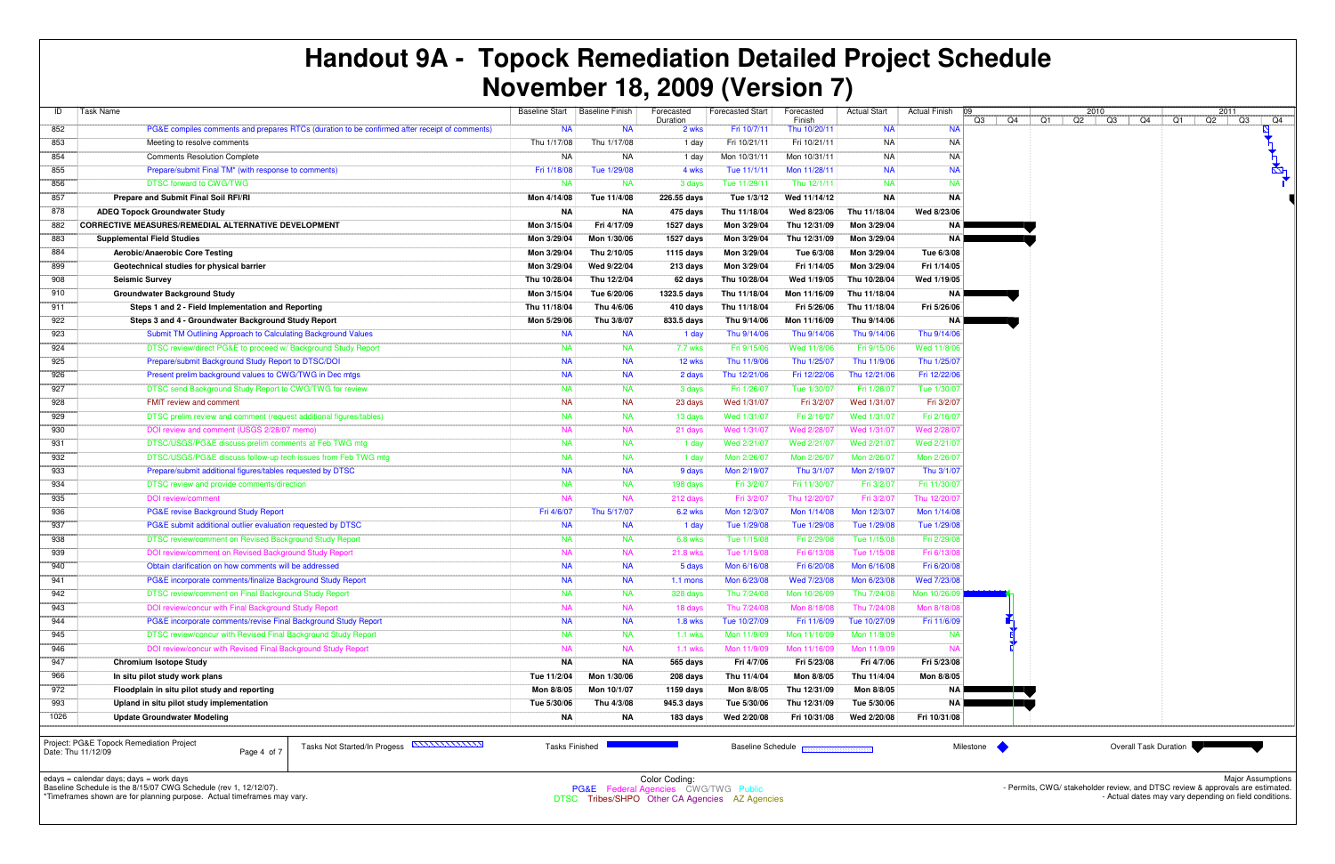# Handout 9A - Topock Remediation Detailed Project Schedule
# November 18, 2009 (Version 7)

| ID | Task Name | Baseline Start | Baseline Finish | Forecasted Duration | Forecasted Start | Forecasted Finish | Actual Start | Actual Finish |
|---|---|---|---|---|---|---|---|---|
| 852 | PG&E compiles comments and prepares RTCs (duration to be confirmed after receipt of comments) | NA | NA | 2 wks | Fri 10/7/11 | Thu 10/20/11 | NA | NA |
| 853 | Meeting to resolve comments | Thu 1/17/08 | Thu 1/17/08 | 1 day | Fri 10/21/11 | Fri 10/21/11 | NA | NA |
| 854 | Comments Resolution Complete | NA | NA | 1 day | Mon 10/31/11 | Mon 10/31/11 | NA | NA |
| 855 | Prepare/submit Final TM* (with response to comments) | Fri 1/18/08 | Tue 1/29/08 | 4 wks | Tue 11/1/11 | Mon 11/28/11 | NA | NA |
| 856 | DTSC forward to CWG/TWG | NA | NA | 3 days | Tue 11/29/11 | Thu 12/1/11 | NA | NA |
| 857 | **Prepare and Submit Final Soil RFI/RI** | **Mon 4/14/08** | **Tue 11/4/08** | **226.55 days** | **Tue 1/3/12** | **Wed 11/14/12** | **NA** | **NA** |
| 878 | **ADEQ Topock Groundwater Study** | **NA** | **NA** | **475 days** | **Thu 11/18/04** | **Wed 8/23/06** | **Thu 11/18/04** | **Wed 8/23/06** |
| 882 | **CORRECTIVE MEASURES/REMEDIAL ALTERNATIVE DEVELOPMENT** | **Mon 3/15/04** | **Fri 4/17/09** | **1527 days** | **Mon 3/29/04** | **Thu 12/31/09** | **Mon 3/29/04** | **NA** |
| 883 | **Supplemental Field Studies** | **Mon 3/29/04** | **Mon 1/30/06** | **1527 days** | **Mon 3/29/04** | **Thu 12/31/09** | **Mon 3/29/04** | **NA** |
| 884 | **Aerobic/Anaerobic Core Testing** | **Mon 3/29/04** | **Thu 2/10/05** | **1115 days** | **Mon 3/29/04** | **Tue 6/3/08** | **Mon 3/29/04** | **Tue 6/3/08** |
| 899 | **Geotechnical studies for physical barrier** | **Mon 3/29/04** | **Wed 9/22/04** | **213 days** | **Mon 3/29/04** | **Fri 1/14/05** | **Mon 3/29/04** | **Fri 1/14/05** |
| 908 | **Seismic Survey** | **Thu 10/28/04** | **Thu 12/2/04** | **62 days** | **Thu 10/28/04** | **Wed 1/19/05** | **Thu 10/28/04** | **Wed 1/19/05** |
| 910 | **Groundwater Background Study** | **Mon 3/15/04** | **Tue 6/20/06** | **1323.5 days** | **Thu 11/18/04** | **Mon 11/16/09** | **Thu 11/18/04** | **NA** |
| 911 | **Steps 1 and 2 - Field Implementation and Reporting** | **Thu 11/18/04** | **Thu 4/6/06** | **410 days** | **Thu 11/18/04** | **Fri 5/26/06** | **Thu 11/18/04** | **Fri 5/26/06** |
| 922 | **Steps 3 and 4 - Groundwater Background Study Report** | **Mon 5/29/06** | **Thu 3/8/07** | **833.5 days** | **Thu 9/14/06** | **Mon 11/16/09** | **Thu 9/14/06** | **NA** |
| 923 | Submit TM Outlining Approach to Calculating Background Values | NA | NA | 1 day | Thu 9/14/06 | Thu 9/14/06 | Thu 9/14/06 | Thu 9/14/06 |
| 924 | DTSC review/direct PG&E to proceed w/ Background Study Report | NA | NA | 7.7 wks | Fri 9/15/06 | Wed 11/8/06 | Fri 9/15/06 | Wed 11/8/06 |
| 925 | Prepare/submit Background Study Report to DTSC/DOI | NA | NA | 12 wks | Thu 11/9/06 | Thu 1/25/07 | Thu 11/9/06 | Thu 1/25/07 |
| 926 | Present prelim background values to CWG/TWG in Dec mtgs | NA | NA | 2 days | Thu 12/21/06 | Fri 12/22/06 | Thu 12/21/06 | Fri 12/22/06 |
| 927 | DTSC send Background Study Report to CWG/TWG for review | NA | NA | 3 days | Fri 1/26/07 | Tue 1/30/07 | Fri 1/26/07 | Tue 1/30/07 |
| 928 | FMIT review and comment | NA | NA | 23 days | Wed 1/31/07 | Fri 3/2/07 | Wed 1/31/07 | Fri 3/2/07 |
| 929 | DTSC prelim review and comment (request additional figures/tables) | NA | NA | 13 days | Wed 1/31/07 | Fri 2/16/07 | Wed 1/31/07 | Fri 2/16/07 |
| 930 | DOI review and comment (USGS 2/28/07 memo) | NA | NA | 21 days | Wed 1/31/07 | Wed 2/28/07 | Wed 1/31/07 | Wed 2/28/07 |
| 931 | DTSC/USGS/PG&E discuss prelim comments at Feb TWG mtg | NA | NA | 1 day | Wed 2/21/07 | Wed 2/21/07 | Wed 2/21/07 | Wed 2/21/07 |
| 932 | DTSC/USGS/PG&E discuss follow-up tech issues from Feb TWG mtg | NA | NA | 1 day | Mon 2/26/07 | Mon 2/26/07 | Mon 2/26/07 | Mon 2/26/07 |
| 933 | Prepare/submit additional figures/tables requested by DTSC | NA | NA | 9 days | Mon 2/19/07 | Thu 3/1/07 | Mon 2/19/07 | Thu 3/1/07 |
| 934 | DTSC review and provide comments/direction | NA | NA | 198 days | Fri 3/2/07 | Fri 11/30/07 | Fri 3/2/07 | Fri 11/30/07 |
| 935 | DOI review/comment | NA | NA | 212 days | Fri 3/2/07 | Thu 12/20/07 | Fri 3/2/07 | Thu 12/20/07 |
| 936 | PG&E revise Background Study Report | Fri 4/6/07 | Thu 5/17/07 | 6.2 wks | Mon 12/3/07 | Mon 1/14/08 | Mon 12/3/07 | Mon 1/14/08 |
| 937 | PG&E submit additional outlier evaluation requested by DTSC | NA | NA | 1 day | Tue 1/29/08 | Tue 1/29/08 | Tue 1/29/08 | Tue 1/29/08 |
| 938 | DTSC review/comment on Revised Background Study Report | NA | NA | 6.8 wks | Tue 1/15/08 | Fri 2/29/08 | Tue 1/15/08 | Fri 2/29/08 |
| 939 | DOI review/comment on Revised Background Study Report | NA | NA | 21.8 wks | Tue 1/15/08 | Fri 6/13/08 | Tue 1/15/08 | Fri 6/13/08 |
| 940 | Obtain clarification on how comments will be addressed | NA | NA | 5 days | Mon 6/16/08 | Fri 6/20/08 | Mon 6/16/08 | Fri 6/20/08 |
| 941 | PG&E incorporate comments/finalize Background Study Report | NA | NA | 1.1 mons | Mon 6/23/08 | Wed 7/23/08 | Mon 6/23/08 | Wed 7/23/08 |
| 942 | DTSC review/comment on Final Background Study Report | NA | NA | 328 days | Thu 7/24/08 | Mon 10/26/09 | Thu 7/24/08 | Mon 10/26/09 |
| 943 | DOI review/concur with Final Background Study Report | NA | NA | 18 days | Thu 7/24/08 | Mon 8/18/08 | Thu 7/24/08 | Mon 8/18/08 |
| 944 | PG&E incorporate comments/revise Final Background Study Report | NA | NA | 1.8 wks | Tue 10/27/09 | Fri 11/6/09 | Tue 10/27/09 | Fri 11/6/09 |
| 945 | DTSC review/concur with Revised Final Background Study Report | NA | NA | 1.1 wks | Mon 11/9/09 | Mon 11/16/09 | Mon 11/9/09 | NA |
| 946 | DOI review/concur with Revised Final Background Study Report | NA | NA | 1.1 wks | Mon 11/9/09 | Mon 11/16/09 | Mon 11/9/09 | NA |
| 947 | **Chromium Isotope Study** | **NA** | **NA** | **565 days** | **Fri 4/7/06** | **Fri 5/23/08** | **Fri 4/7/06** | **Fri 5/23/08** |
| 966 | **In situ pilot study work plans** | **Tue 11/2/04** | **Mon 1/30/06** | **208 days** | **Thu 11/4/04** | **Mon 8/8/05** | **Thu 11/4/04** | **Mon 8/8/05** |
| 972 | **Floodplain in situ pilot study and reporting** | **Mon 8/8/05** | **Mon 10/1/07** | **1159 days** | **Mon 8/8/05** | **Thu 12/31/09** | **Mon 8/8/05** | **NA** |
| 993 | **Upland in situ pilot study implementation** | **Tue 5/30/06** | **Thu 4/3/08** | **945.3 days** | **Tue 5/30/06** | **Thu 12/31/09** | **Tue 5/30/06** | **NA** |
| 1026 | **Update Groundwater Modeling** | **NA** | **NA** | **183 days** | **Wed 2/20/08** | **Fri 10/31/08** | **Wed 2/20/08** | **Fri 10/31/08** |

Project: PG&E Topock Remediation Project
Date: Thu 11/12/09

Legend: Tasks Not Started/In Progress; Tasks Finished; Baseline Schedule; Milestone; Overall Task Duration

edays = calendar days; days = work days
Baseline Schedule is the 8/15/07 CWG Schedule (rev 1, 12/12/07).
*Timeframes shown are for planning purpose. Actual timeframes may vary.

Color Coding:
PG&E Federal Agencies CWG/TWG Public
DTSC Tribes/SHPO Other CA Agencies AZ Agencies

Major Assumptions
- Permits, CWG/ stakeholder review, and DTSC review & approvals are estimated.
- Actual dates may vary depending on field conditions.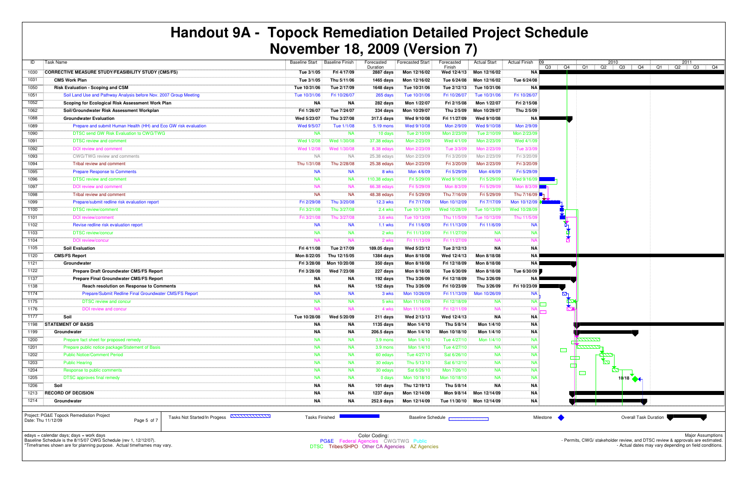# Handout 9A - Topock Remediation Detailed Project Schedule
# November 18, 2009 (Version 7)

| ID | Task Name | Baseline Start | Baseline Finish | Forecasted Duration | Forecasted Start | Forecasted Finish | Actual Start | Actual Finish |
|---|---|---|---|---|---|---|---|---|
| 1030 | **CORRECTIVE MEASURE STUDY/FEASIBILITY STUDY (CMS/FS)** | Tue 3/1/05 | Fri 4/17/09 | 2887 days | Mon 12/16/02 | Wed 12/4/13 | Mon 12/16/02 | NA |
| 1031 | **CMS Work Plan** | Tue 3/1/05 | Thu 5/11/06 | 1465 days | Mon 12/16/02 | Tue 6/24/08 | Mon 12/16/02 | Tue 6/24/08 |
| 1050 | **Risk Evaluation - Scoping and CSM** | Tue 10/31/06 | Tue 2/17/09 | 1648 days | Tue 10/31/06 | Tue 2/12/13 | Tue 10/31/06 | NA |
| 1051 | Soil Land Use and Pathway Analysis before Nov. 2007 Group Meeting | Tue 10/31/06 | Fri 10/26/07 | 265 days | Tue 10/31/06 | Fri 10/26/07 | Tue 10/31/06 | Fri 10/26/07 |
| 1052 | **Scoping for Ecological Risk Assessment Work Plan** | NA | NA | 282 days | Mon 1/22/07 | Fri 2/15/08 | Mon 1/22/07 | Fri 2/15/08 |
| 1062 | **Soil/Groundwater Risk Assessment Workplan** | Fri 1/26/07 | Tue 7/24/07 | 334 days | Mon 10/29/07 | Thu 2/5/09 | Mon 10/29/07 | Thu 2/5/09 |
| 1088 | **Groundwater Evaluation** | Wed 5/23/07 | Thu 3/27/08 | 317.5 days | Wed 9/10/08 | Fri 11/27/09 | Wed 9/10/08 | NA |
| 1089 | Prepare and submit Human Health (HH) and Eco GW risk evaluation | Wed 9/5/07 | Tue 1/1/08 | 5.19 mons | Wed 9/10/08 | Mon 2/9/09 | Wed 9/10/08 | Mon 2/9/09 |
| 1090 | DTSC send GW Risk Evaluation to CWG/TWG | NA | NA | 10 days | Tue 2/10/09 | Mon 2/23/09 | Tue 2/10/09 | Mon 2/23/09 |
| 1091 | DTSC review and comment | Wed 1/2/08 | Wed 1/30/08 | 37.38 edays | Mon 2/23/09 | Wed 4/1/09 | Mon 2/23/09 | Wed 4/1/09 |
| 1092 | DOI review and comment | Wed 1/2/08 | Wed 1/30/08 | 8.38 edays | Mon 2/23/09 | Tue 3/3/09 | Mon 2/23/09 | Tue 3/3/09 |
| 1093 | CWG/TWG review and comments | NA | NA | 25.38 edays | Mon 2/23/09 | Fri 3/20/09 | Mon 2/23/09 | Fri 3/20/09 |
| 1094 | Tribal review and comment | Thu 1/31/08 | Thu 2/28/08 | 25.38 edays | Mon 2/23/09 | Fri 3/20/09 | Mon 2/23/09 | Fri 3/20/09 |
| 1095 | Prepare Response to Comments | NA | NA | 8 wks | Mon 4/6/09 | Fri 5/29/09 | Mon 4/6/09 | Fri 5/29/09 |
| 1096 | DTSC review and comment | NA | NA | 110.38 edays | Fri 5/29/09 | Wed 9/16/09 | Fri 5/29/09 | Wed 9/16/09 |
| 1097 | DOI review and comment | NA | NA | 66.38 edays | Fri 5/29/09 | Mon 8/3/09 | Fri 5/29/09 | Mon 8/3/09 |
| 1098 | Tribal review and comment | NA | NA | 48.38 edays | Fri 5/29/09 | Thu 7/16/09 | Fri 5/29/09 | Thu 7/16/09 |
| 1099 | Prepare/submit redline risk evaluation report | Fri 2/29/08 | Thu 3/20/08 | 12.3 wks | Fri 7/17/09 | Mon 10/12/09 | Fri 7/17/09 | Mon 10/12/09 |
| 1100 | DTSC review/comment | Fri 3/21/08 | Thu 3/27/08 | 2.4 wks | Tue 10/13/09 | Wed 10/28/09 | Tue 10/13/09 | Wed 10/28/09 |
| 1101 | DOI review/comment | Fri 3/21/08 | Thu 3/27/08 | 3.6 wks | Tue 10/13/09 | Thu 11/5/09 | Tue 10/13/09 | Thu 11/5/09 |
| 1102 | Revise redline risk evaluation report | NA | NA | 1.1 wks | Fri 11/6/09 | Fri 11/13/09 | Fri 11/6/09 | NA |
| 1103 | DTSC review/concur | NA | NA | 2 wks | Fri 11/13/09 | Fri 11/27/09 | NA | NA |
| 1104 | DOI review/concur | NA | NA | 2 wks | Fri 11/13/09 | Fri 11/27/09 | NA | NA |
| 1105 | **Soil Evaluation** | Fri 4/11/08 | Tue 2/17/09 | 189.05 days | Wed 5/23/12 | Tue 2/12/13 | NA | NA |
| 1120 | **CMS/FS Report** | Mon 8/22/05 | Thu 12/15/05 | 1384 days | Mon 8/18/08 | Wed 12/4/13 | Mon 8/18/08 | NA |
| 1121 | **Groundwater** | Fri 3/28/08 | Mon 10/20/08 | 350 days | Mon 8/18/08 | Fri 12/18/09 | Mon 8/18/08 | NA |
| 1122 | **Prepare Draft Groundwater CMS/FS Report** | Fri 3/28/08 | Wed 7/23/08 | 227 days | Mon 8/18/08 | Tue 6/30/09 | Mon 8/18/08 | Tue 6/30/09 |
| 1137 | **Prepare Final Groundwater CMS/FS Report** | NA | NA | 192 days | Thu 3/26/09 | Fri 12/18/09 | Thu 3/26/09 | NA |
| 1138 | **Reach resolution on Response to Comments** | NA | NA | 152 days | Thu 3/26/09 | Fri 10/23/09 | Thu 3/26/09 | Fri 10/23/09 |
| 1174 | Prepare/Submit Redline Final Groundwater CMS/FS Report | NA | NA | 3 wks | Mon 10/26/09 | Fri 11/13/09 | Mon 10/26/09 | NA |
| 1175 | DTSC review and concur | NA | NA | 5 wks | Mon 11/16/09 | Fri 12/18/09 | NA | NA |
| 1176 | DOI review and concur | NA | NA | 4 wks | Mon 11/16/09 | Fri 12/11/09 | NA | NA |
| 1177 | **Soil** | Tue 10/28/08 | Wed 5/20/09 | 211 days | Wed 2/13/13 | Wed 12/4/13 | NA | NA |
| 1198 | **STATEMENT OF BASIS** | NA | NA | 1135 days | Mon 1/4/10 | Thu 5/8/14 | Mon 1/4/10 | NA |
| 1199 | **Groundwater** | NA | NA | 206.5 days | Mon 1/4/10 | Mon 10/18/10 | Mon 1/4/10 | NA |
| 1200 | Prepare fact sheet for proposed remedy | NA | NA | 3.9 mons | Mon 1/4/10 | Tue 4/27/10 | Mon 1/4/10 | NA |
| 1201 | Prepare public notice package/Statement of Basis | NA | NA | 3.9 mons | Mon 1/4/10 | Tue 4/27/10 | NA | NA |
| 1202 | Public Notice/Comment Period | NA | NA | 60 edays | Tue 4/27/10 | Sat 6/26/10 | NA | NA |
| 1203 | Public Hearing | NA | NA | 30 edays | Thu 5/13/10 | Sat 6/12/10 | NA | NA |
| 1204 | Response to public comments | NA | NA | 30 edays | Sat 6/26/10 | Mon 7/26/10 | NA | NA |
| 1205 | DTSC approves final remedy | NA | NA | 0 days | Mon 10/18/10 | Mon 10/18/10 | NA | NA |
| 1206 | **Soil** | NA | NA | 101 days | Thu 12/19/13 | Thu 5/8/14 | NA | NA |
| 1213 | **RECORD OF DECISION** | NA | NA | 1237 days | Mon 12/14/09 | Mon 9/8/14 | Mon 12/14/09 | NA |
| 1214 | **Groundwater** | NA | NA | 252.9 days | Mon 12/14/09 | Tue 11/30/10 | Mon 12/14/09 | NA |

Project: PG&E Topock Remediation Project
Date: Thu 11/12/09

Legend: Tasks Not Started/In Progess; Tasks Finished; Baseline Schedule; Milestone; Overall Task Duration

edays = calendar days; days = work days
Baseline Schedule is the 8/15/07 CWG Schedule (rev 1, 12/12/07).
*Timeframes shown are for planning purpose. Actual timeframes may vary.

Color Coding:
PG&E  Federal Agencies  CWG/TWG  Public
DTSC  Tribes/SHPO  Other CA Agencies  AZ Agencies

Major Assumptions
- Permits, CWG/ stakeholder review, and DTSC review & approvals are estimated.
- Actual dates may vary depending on field conditions.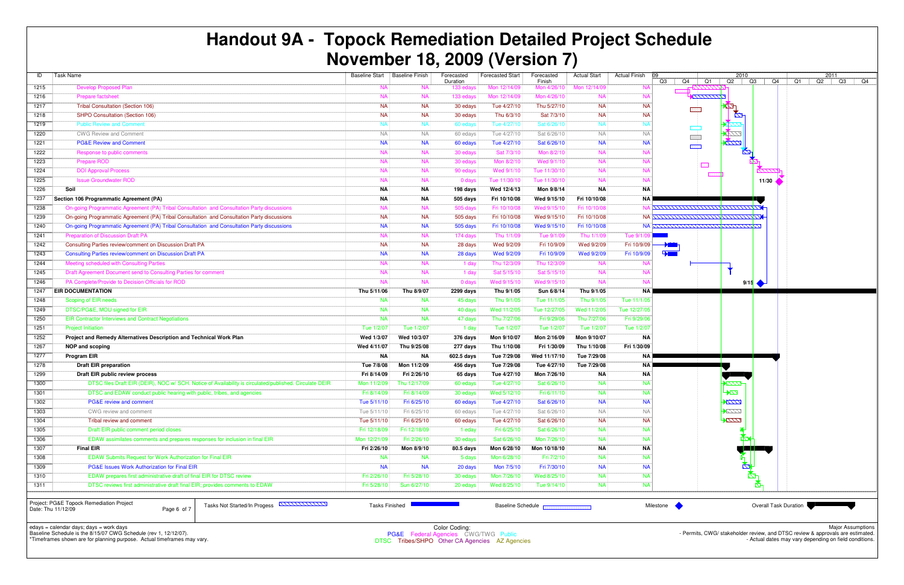# Handout 9A - Topock Remediation Detailed Project Schedule

## November 18, 2009 (Version 7)

| ID | Task Name | Baseline Start | Baseline Finish | Forecasted Duration | Forecasted Start | Forecasted Finish | Actual Start | Actual Finish |
|---|---|---|---|---|---|---|---|---|
| 1215 | Develop Proposed Plan | NA | NA | 133 edays | Mon 12/14/09 | Mon 4/26/10 | Mon 12/14/09 | NA |
| 1216 | Prepare factsheet | NA | NA | 133 edays | Mon 12/14/09 | Mon 4/26/10 | NA | NA |
| 1217 | Tribal Consultation (Section 106) | NA | NA | 30 edays | Tue 4/27/10 | Thu 5/27/10 | NA | NA |
| 1218 | SHPO Consultation (Section 106) | NA | NA | 30 edays | Thu 6/3/10 | Sat 7/3/10 | NA | NA |
| 1219 | Public Review and Comment | NA | NA | 60 edays | Tue 4/27/10 | Sat 6/26/10 | NA | NA |
| 1220 | CWG Review and Comment | NA | NA | 60 edays | Tue 4/27/10 | Sat 6/26/10 | NA | NA |
| 1221 | PG&E Review and Comment | NA | NA | 60 edays | Tue 4/27/10 | Sat 6/26/10 | NA | NA |
| 1222 | Response to public comments | NA | NA | 30 edays | Sat 7/3/10 | Mon 8/2/10 | NA | NA |
| 1223 | Prepare ROD | NA | NA | 30 edays | Mon 8/2/10 | Wed 9/1/10 | NA | NA |
| 1224 | DOI Approval Process | NA | NA | 90 edays | Wed 9/1/10 | Tue 11/30/10 | NA | NA |
| 1225 | Issue Groundwater ROD | NA | NA | 0 days | Tue 11/30/10 | Tue 11/30/10 | NA | NA |
| 1226 | **Soil** | **NA** | **NA** | **198 days** | **Wed 12/4/13** | **Mon 9/8/14** | **NA** | **NA** |
| 1237 | **Section 106 Programmatic Agreement (PA)** | **NA** | **NA** | **505 days** | **Fri 10/10/08** | **Wed 9/15/10** | **Fri 10/10/08** | **NA** |
| 1238 | On-going Programmatic Agreement (PA) Tribal Consultation and Consultation Party discussions | NA | NA | 505 days | Fri 10/10/08 | Wed 9/15/10 | Fri 10/10/08 | NA |
| 1239 | On-going Programmatic Agreement (PA) Tribal Consultation and Consultation Party discussions | NA | NA | 505 days | Fri 10/10/08 | Wed 9/15/10 | Fri 10/10/08 | NA |
| 1240 | On-going Programmatic Agreement (PA) Tribal Consultation and Consultation Party discussions | NA | NA | 505 days | Fri 10/10/08 | Wed 9/15/10 | Fri 10/10/08 | NA |
| 1241 | Preparation of Discussion Draft PA | NA | NA | 174 days | Thu 1/1/09 | Tue 9/1/09 | Thu 1/1/09 | Tue 9/1/09 |
| 1242 | Consulting Parties review/comment on Discussion Draft PA | NA | NA | 28 days | Wed 9/2/09 | Fri 10/9/09 | Wed 9/2/09 | Fri 10/9/09 |
| 1243 | Consulting Parties review/comment on Discussion Draft PA | NA | NA | 28 days | Wed 9/2/09 | Fri 10/9/09 | Wed 9/2/09 | Fri 10/9/09 |
| 1244 | Meeting scheduled with Consulting Parties | NA | NA | 1 day | Thu 12/3/09 | Thu 12/3/09 | NA | NA |
| 1245 | Draft Agreement Document send to Consulting Parties for comment | NA | NA | 1 day | Sat 5/15/10 | Sat 5/15/10 | NA | NA |
| 1246 | PA Complete/Provide to Decision Officials for ROD | NA | NA | 0 days | Wed 9/15/10 | Wed 9/15/10 | NA | NA |
| 1247 | **EIR DOCUMENTATION** | **Thu 5/11/06** | **Thu 8/9/07** | **2299 days** | **Thu 9/1/05** | **Sun 6/8/14** | **Thu 9/1/05** | **NA** |
| 1248 | Scoping of EIR needs | NA | NA | 45 days | Thu 9/1/05 | Tue 11/1/05 | Thu 9/1/05 | Tue 11/1/05 |
| 1249 | DTSC/PG&E, MOU signed for EIR | NA | NA | 40 days | Wed 11/2/05 | Tue 12/27/05 | Wed 11/2/05 | Tue 12/27/05 |
| 1250 | EIR Contractor Interviews and Contract Negotiations | NA | NA | 47 days | Thu 7/27/06 | Fri 9/29/06 | Thu 7/27/06 | Fri 9/29/06 |
| 1251 | Project Initiation | Tue 1/2/07 | Tue 1/2/07 | 1 day | Tue 1/2/07 | Tue 1/2/07 | Tue 1/2/07 | Tue 1/2/07 |
| 1252 | **Project and Remedy Alternatives Description and Technical Work Plan** | **Wed 1/3/07** | **Wed 10/3/07** | **376 days** | **Mon 9/10/07** | **Mon 2/16/09** | **Mon 9/10/07** | **NA** |
| 1267 | **NOP and scoping** | **Wed 4/11/07** | **Thu 9/25/08** | **277 days** | **Thu 1/10/08** | **Fri 1/30/09** | **Thu 1/10/08** | **Fri 1/30/09** |
| 1277 | **Program EIR** | **NA** | **NA** | **602.5 days** | **Tue 7/29/08** | **Wed 11/17/10** | **Tue 7/29/08** | **NA** |
| 1278 | **Draft EIR preparation** | **Tue 7/8/08** | **Mon 11/2/09** | **456 days** | **Tue 7/29/08** | **Tue 4/27/10** | **Tue 7/29/08** | **NA** |
| 1299 | **Draft EIR public review process** | **Fri 8/14/09** | **Fri 2/26/10** | **65 days** | **Tue 4/27/10** | **Mon 7/26/10** | **NA** | **NA** |
| 1300 | DTSC files Draft EIR (DEIR), NOC w/ SCH, Notice of Availability is circulated/published, Circulate DEIR | Mon 11/2/09 | Thu 12/17/09 | 60 edays | Tue 4/27/10 | Sat 6/26/10 | NA | NA |
| 1301 | DTSC and EDAW conduct public hearing with public, tribes, and agencies | Fri 8/14/09 | Fri 8/14/09 | 30 edays | Wed 5/12/10 | Fri 6/11/10 | NA | NA |
| 1302 | PG&E review and comment | Tue 5/11/10 | Fri 6/25/10 | 60 edays | Tue 4/27/10 | Sat 6/26/10 | NA | NA |
| 1303 | CWG review and comment | Tue 5/11/10 | Fri 6/25/10 | 60 edays | Tue 4/27/10 | Sat 6/26/10 | NA | NA |
| 1304 | Tribal review and comment | Tue 5/11/10 | Fri 6/25/10 | 60 edays | Tue 4/27/10 | Sat 6/26/10 | NA | NA |
| 1305 | Draft EIR public comment period closes | Fri 12/18/09 | Fri 12/18/09 | 1 eday | Fri 6/25/10 | Sat 6/26/10 | NA | NA |
| 1306 | EDAW assimilates comments and prepares responses for inclusion in final EIR | Mon 12/21/09 | Fri 2/26/10 | 30 edays | Sat 6/26/10 | Mon 7/26/10 | NA | NA |
| 1307 | **Final EIR** | **Fri 2/26/10** | **Mon 8/9/10** | **80.5 days** | **Mon 6/28/10** | **Mon 10/18/10** | **NA** | **NA** |
| 1308 | EDAW Submits Request for Work Authorization for Final EIR | NA | NA | 5 days | Mon 6/28/10 | Fri 7/2/10 | NA | NA |
| 1309 | PG&E Issues Work Authorization for Final EIR | NA | NA | 20 days | Mon 7/5/10 | Fri 7/30/10 | NA | NA |
| 1310 | EDAW prepares first administrative draft of final EIR for DTSC review | Fri 2/26/10 | Fri 5/28/10 | 30 edays | Mon 7/26/10 | Wed 8/25/10 | NA | NA |
| 1311 | DTSC reviews first administrative draft final EIR; provides comments to EDAW | Fri 5/28/10 | Sun 6/27/10 | 20 edays | Wed 8/25/10 | Tue 9/14/10 | NA | NA |

Project: PG&E Topock Remediation Project
Date: Thu 11/12/09

Legend: Tasks Not Started/In Progress; Tasks Finished; Baseline Schedule; Milestone; Overall Task Duration

edays = calendar days; days = work days
Baseline Schedule is the 8/15/07 CWG Schedule (rev 1, 12/12/07).
*Timeframes shown are for planning purpose. Actual timeframes may vary.

Color Coding:
PG&E Federal Agencies CWG/TWG Public
DTSC Tribes/SHPO Other CA Agencies AZ Agencies

Major Assumptions
- Permits, CWG/ stakeholder review, and DTSC review & approvals are estimated.
- Actual dates may vary depending on field conditions.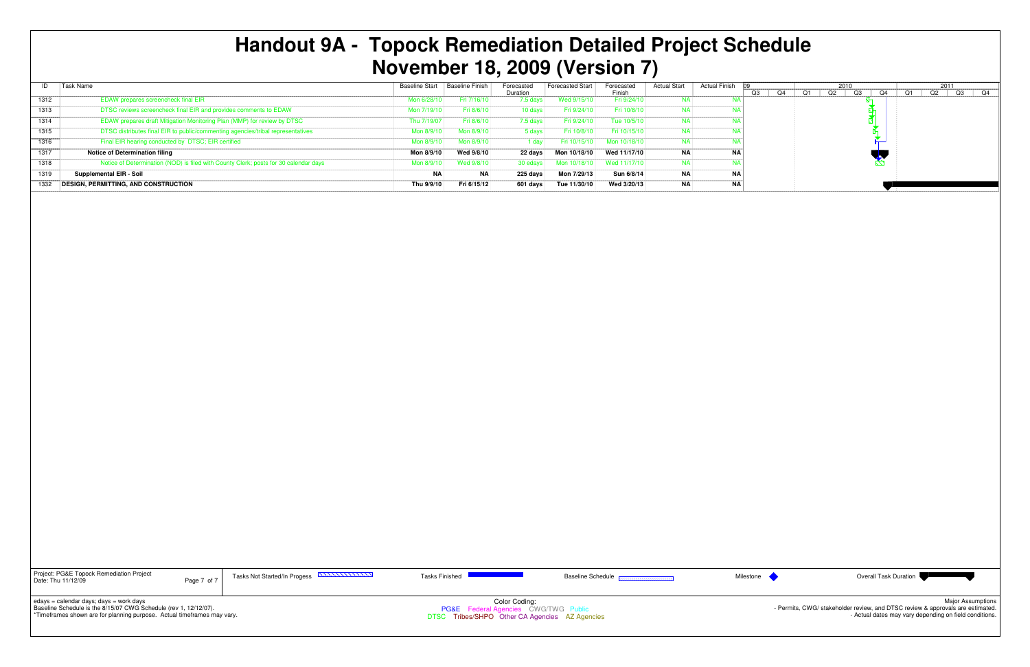# Handout 9A - Topock Remediation Detailed Project Schedule

## November 18, 2009 (Version 7)

| ID | Task Name | Baseline Start | Baseline Finish | Forecasted Duration | Forecasted Start | Forecasted Finish | Actual Start | Actual Finish |
|---|---|---|---|---|---|---|---|---|
| 1312 | EDAW prepares screencheck final EIR | Mon 6/28/10 | Fri 7/16/10 | 7.5 days | Wed 9/15/10 | Fri 9/24/10 | NA | NA |
| 1313 | DTSC reviews screencheck final EIR and provides comments to EDAW | Mon 7/19/10 | Fri 8/6/10 | 10 days | Fri 9/24/10 | Fri 10/8/10 | NA | NA |
| 1314 | EDAW prepares draft Mitigation Monitoring Plan (MMP) for review by DTSC | Thu 7/19/07 | Fri 8/6/10 | 7.5 days | Fri 9/24/10 | Tue 10/5/10 | NA | NA |
| 1315 | DTSC distributes final EIR to public/commenting agencies/tribal representatives | Mon 8/9/10 | Mon 8/9/10 | 5 days | Fri 10/8/10 | Fri 10/15/10 | NA | NA |
| 1316 | Final EIR hearing conducted by DTSC; EIR certified | Mon 8/9/10 | Mon 8/9/10 | 1 day | Fri 10/15/10 | Mon 10/18/10 | NA | NA |
| 1317 | **Notice of Determination filing** | **Mon 8/9/10** | **Wed 9/8/10** | **22 days** | **Mon 10/18/10** | **Wed 11/17/10** | **NA** | **NA** |
| 1318 | Notice of Determination (NOD) is filed with County Clerk; posts for 30 calendar days | Mon 8/9/10 | Wed 9/8/10 | 30 edays | Mon 10/18/10 | Wed 11/17/10 | NA | NA |
| 1319 | **Supplemental EIR - Soil** | **NA** | **NA** | **225 days** | **Mon 7/29/13** | **Sun 6/8/14** | **NA** | **NA** |
| 1332 | **DESIGN, PERMITTING, AND CONSTRUCTION** | **Thu 9/9/10** | **Fri 6/15/12** | **601 days** | **Tue 11/30/10** | **Wed 3/20/13** | **NA** | **NA** |

09 Q3 Q4 | 2010 Q1 Q2 Q3 Q4 | 2011 Q1 Q2 Q3 Q4

Project: PG&E Topock Remediation Project
Date: Thu 11/12/09

Tasks Not Started/In Progess
Tasks Finished
Baseline Schedule
Milestone
Overall Task Duration

edays = calendar days; days = work days
Baseline Schedule is the 8/15/07 CWG Schedule (rev 1, 12/12/07).
*Timeframes shown are for planning purpose. Actual timeframes may vary.

Color Coding:
PG&E Federal Agencies CWG/TWG Public
DTSC Tribes/SHPO Other CA Agencies AZ Agencies

Major Assumptions
- Permits, CWG/ stakeholder review, and DTSC review & approvals are estimated.
- Actual dates may vary depending on field conditions.